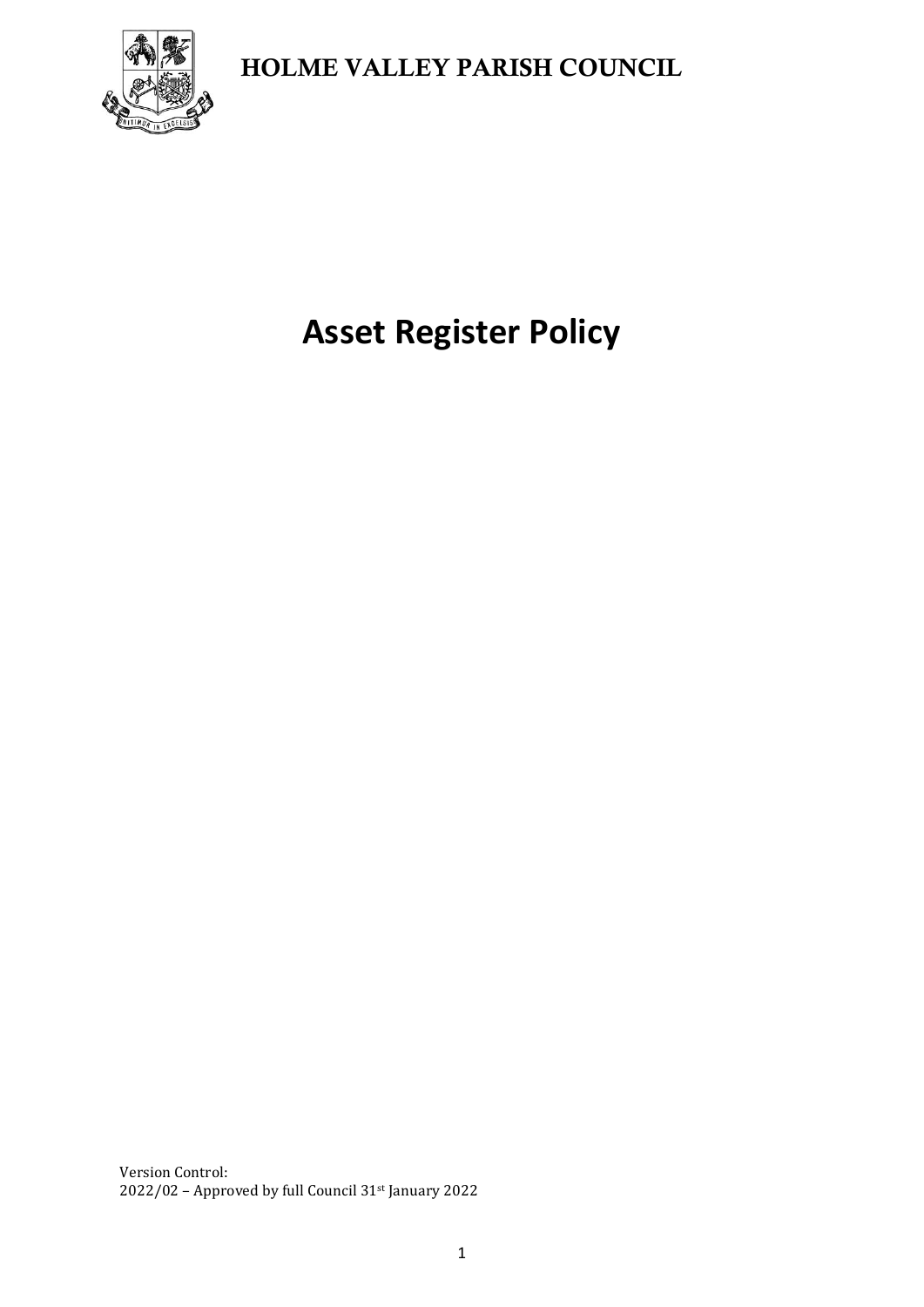HOLME VALLEY PARISH COUNCIL

# Asset Register Policy

Version Control:
2022/02 – Approved by full Council 31st January 2022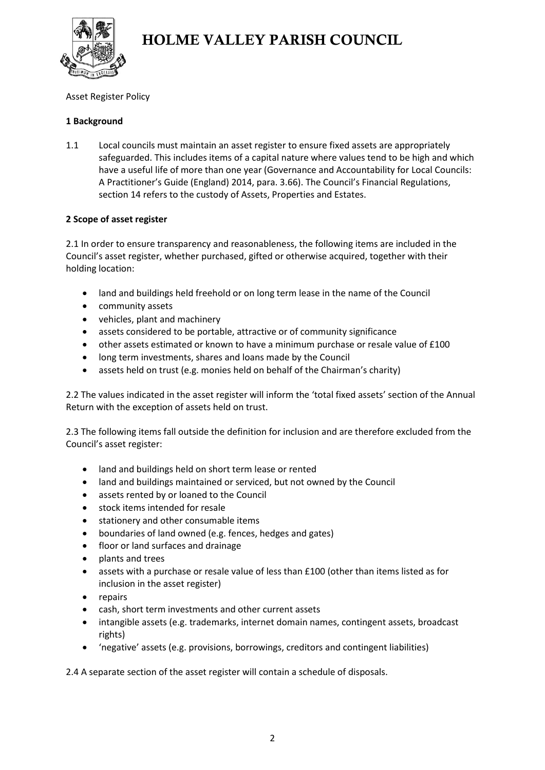# HOLME VALLEY PARISH COUNCIL

Asset Register Policy

## 1 Background

1.1 Local councils must maintain an asset register to ensure fixed assets are appropriately safeguarded. This includes items of a capital nature where values tend to be high and which have a useful life of more than one year (Governance and Accountability for Local Councils: A Practitioner's Guide (England) 2014, para. 3.66). The Council's Financial Regulations, section 14 refers to the custody of Assets, Properties and Estates.

## 2 Scope of asset register

2.1 In order to ensure transparency and reasonableness, the following items are included in the Council's asset register, whether purchased, gifted or otherwise acquired, together with their holding location:

- land and buildings held freehold or on long term lease in the name of the Council
- community assets
- vehicles, plant and machinery
- assets considered to be portable, attractive or of community significance
- other assets estimated or known to have a minimum purchase or resale value of £100
- long term investments, shares and loans made by the Council
- assets held on trust (e.g. monies held on behalf of the Chairman's charity)

2.2 The values indicated in the asset register will inform the 'total fixed assets' section of the Annual Return with the exception of assets held on trust.

2.3 The following items fall outside the definition for inclusion and are therefore excluded from the Council's asset register:

- land and buildings held on short term lease or rented
- land and buildings maintained or serviced, but not owned by the Council
- assets rented by or loaned to the Council
- stock items intended for resale
- stationery and other consumable items
- boundaries of land owned (e.g. fences, hedges and gates)
- floor or land surfaces and drainage
- plants and trees
- assets with a purchase or resale value of less than £100 (other than items listed as for inclusion in the asset register)
- repairs
- cash, short term investments and other current assets
- intangible assets (e.g. trademarks, internet domain names, contingent assets, broadcast rights)
- 'negative' assets (e.g. provisions, borrowings, creditors and contingent liabilities)

2.4 A separate section of the asset register will contain a schedule of disposals.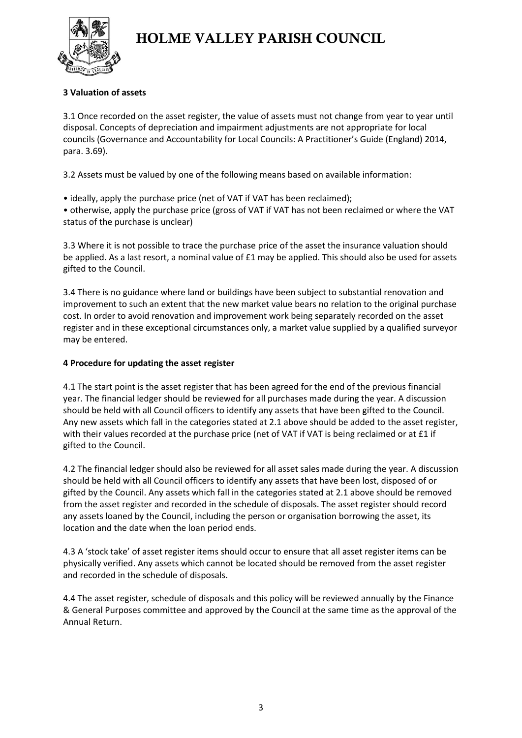### 3 Valuation of assets

3.1 Once recorded on the asset register, the value of assets must not change from year to year until disposal. Concepts of depreciation and impairment adjustments are not appropriate for local councils (Governance and Accountability for Local Councils: A Practitioner's Guide (England) 2014, para. 3.69).

3.2 Assets must be valued by one of the following means based on available information:

- ideally, apply the purchase price (net of VAT if VAT has been reclaimed);
- otherwise, apply the purchase price (gross of VAT if VAT has not been reclaimed or where the VAT status of the purchase is unclear)

3.3 Where it is not possible to trace the purchase price of the asset the insurance valuation should be applied. As a last resort, a nominal value of £1 may be applied. This should also be used for assets gifted to the Council.

3.4 There is no guidance where land or buildings have been subject to substantial renovation and improvement to such an extent that the new market value bears no relation to the original purchase cost. In order to avoid renovation and improvement work being separately recorded on the asset register and in these exceptional circumstances only, a market value supplied by a qualified surveyor may be entered.

### 4 Procedure for updating the asset register

4.1 The start point is the asset register that has been agreed for the end of the previous financial year. The financial ledger should be reviewed for all purchases made during the year. A discussion should be held with all Council officers to identify any assets that have been gifted to the Council. Any new assets which fall in the categories stated at 2.1 above should be added to the asset register, with their values recorded at the purchase price (net of VAT if VAT is being reclaimed or at £1 if gifted to the Council.

4.2 The financial ledger should also be reviewed for all asset sales made during the year. A discussion should be held with all Council officers to identify any assets that have been lost, disposed of or gifted by the Council. Any assets which fall in the categories stated at 2.1 above should be removed from the asset register and recorded in the schedule of disposals. The asset register should record any assets loaned by the Council, including the person or organisation borrowing the asset, its location and the date when the loan period ends.

4.3 A 'stock take' of asset register items should occur to ensure that all asset register items can be physically verified. Any assets which cannot be located should be removed from the asset register and recorded in the schedule of disposals.

4.4 The asset register, schedule of disposals and this policy will be reviewed annually by the Finance & General Purposes committee and approved by the Council at the same time as the approval of the Annual Return.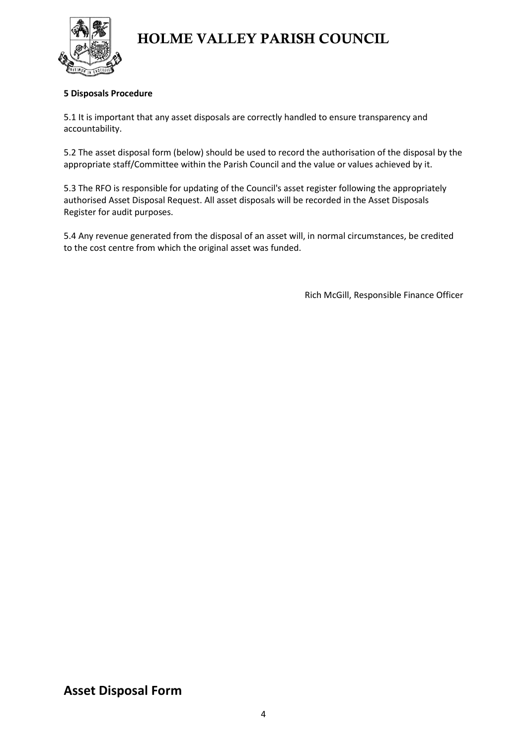**5 Disposals Procedure**

5.1 It is important that any asset disposals are correctly handled to ensure transparency and accountability.

5.2 The asset disposal form (below) should be used to record the authorisation of the disposal by the appropriate staff/Committee within the Parish Council and the value or values achieved by it.

5.3 The RFO is responsible for updating of the Council's asset register following the appropriately authorised Asset Disposal Request. All asset disposals will be recorded in the Asset Disposals Register for audit purposes.

5.4 Any revenue generated from the disposal of an asset will, in normal circumstances, be credited to the cost centre from which the original asset was funded.

Rich McGill, Responsible Finance Officer

## Asset Disposal Form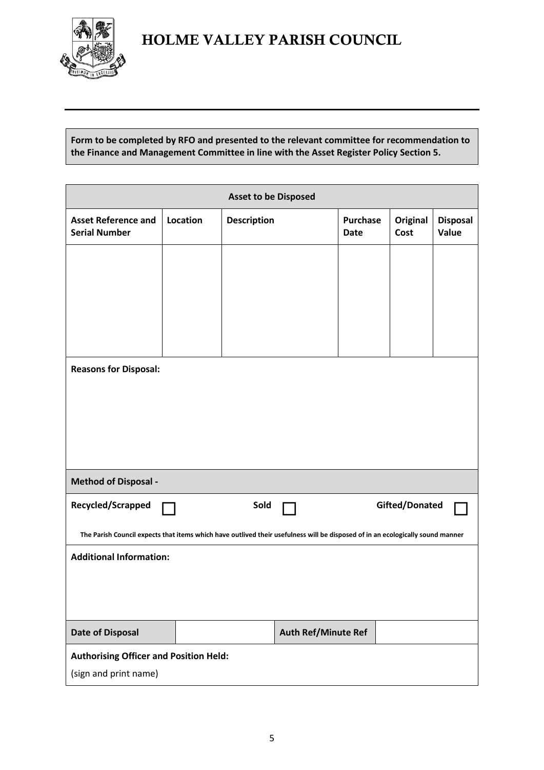# HOLME VALLEY PARISH COUNCIL

**Form to be completed by RFO and presented to the relevant committee for recommendation to the Finance and Management Committee in line with the Asset Register Policy Section 5.**

| Asset to be Disposed | | | | | |
|---|---|---|---|---|---|
| **Asset Reference and Serial Number** | **Location** | **Description** | **Purchase Date** | **Original Cost** | **Disposal Value** |
| | | | | | |

**Reasons for Disposal:**

**Method of Disposal -**

**Recycled/Scrapped** ☐ **Sold** ☐ **Gifted/Donated** ☐

**The Parish Council expects that items which have outlived their usefulness will be disposed of in an ecologically sound manner**

**Additional Information:**

| | | | |
|---|---|---|---|
| **Date of Disposal** | | **Auth Ref/Minute Ref** | |

**Authorising Officer and Position Held:**

(sign and print name)